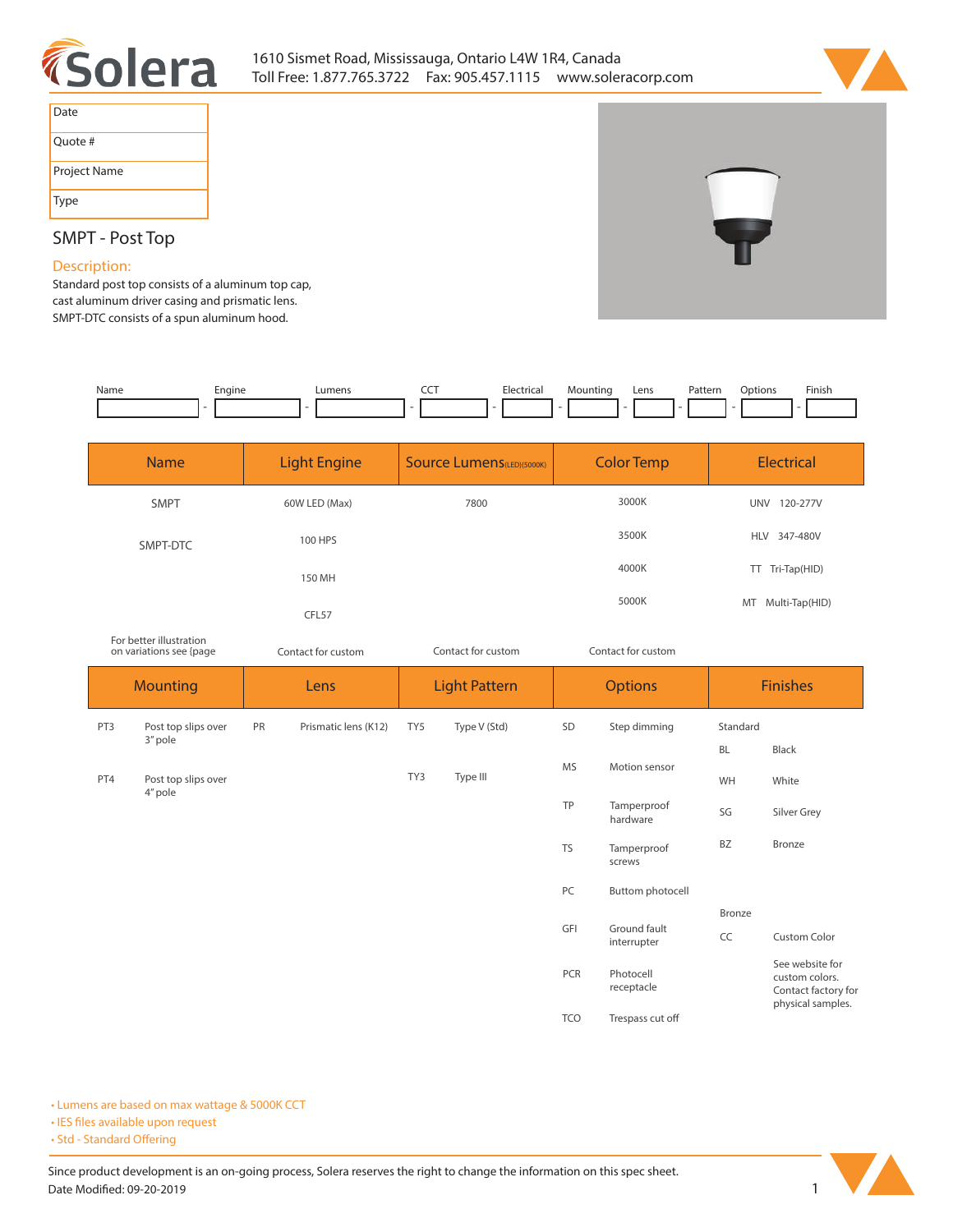Solera

1610 Sismet Road, Mississauga, Ontario L4W 1R4, Canada
Toll Free: 1.877.765.3722 Fax: 905.457.1115 www.soleracorp.com

| Date |
|---|
| Quote # |
| Project Name |
| Type |

## SMPT - Post Top

### Description:

Standard post top consists of a aluminum top cap, cast aluminum driver casing and prismatic lens. SMPT-DTC consists of a spun aluminum hood.

| Name | Engine | Lumens | CCT | Electrical | Mounting | Lens | Pattern | Options | Finish |
|---|---|---|---|---|---|---|---|---|---|
| | - | - | - | - | - | - | - | - | - |

| Name | Light Engine | Source Lumens(LED)(5000K) | Color Temp | Electrical |
|---|---|---|---|---|
| SMPT | 60W LED (Max) | 7800 | 3000K | UNV 120-277V |
| SMPT-DTC | 100 HPS | | 3500K | HLV 347-480V |
| | 150 MH | | 4000K | TT Tri-Tap(HID) |
| | CFL57 | | 5000K | MT Multi-Tap(HID) |
| For better illustration on variations see {page | Contact for custom | Contact for custom | Contact for custom | |

| Mounting | | Lens | | Light Pattern | | Options | | Finishes | |
|---|---|---|---|---|---|---|---|---|---|
| PT3 | Post top slips over 3" pole | PR | Prismatic lens (K12) | TY5 | Type V (Std) | SD | Step dimming | Standard | |
| | | | | | | | | BL | Black |
| PT4 | Post top slips over 4" pole | | | TY3 | Type III | MS | Motion sensor | WH | White |
| | | | | | | TP | Tamperproof hardware | SG | Silver Grey |
| | | | | | | TS | Tamperproof screws | BZ | Bronze |
| | | | | | | PC | Buttom photocell | | |
| | | | | | | | | Bronze | |
| | | | | | | GFI | Ground fault interrupter | CC | Custom Color |
| | | | | | | PCR | Photocell receptacle | | See website for custom colors. Contact factory for physical samples. |
| | | | | | | TCO | Trespass cut off | | |

- Lumens are based on max wattage & 5000K CCT
- IES files available upon request
- Std - Standard Offering

Since product development is an on-going process, Solera reserves the right to change the information on this spec sheet.
Date Modified: 09-20-2019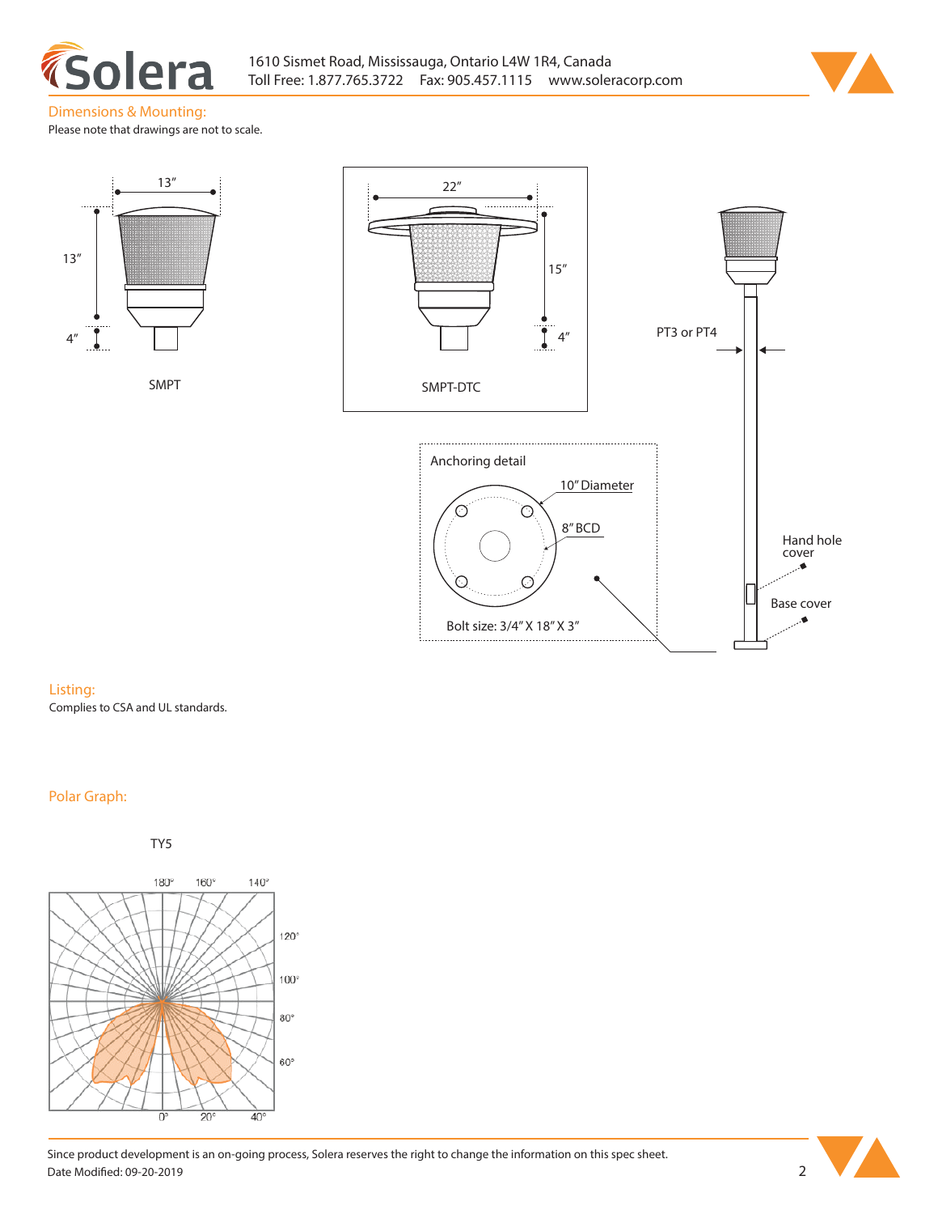1610 Sismet Road, Mississauga, Ontario L4W 1R4, Canada
Toll Free: 1.877.765.3722 Fax: 905.457.1115 www.soleracorp.com

## Dimensions & Mounting:

Please note that drawings are not to scale.

13″
13″
4″
SMPT

22″
15″
4″
SMPT-DTC

PT3 or PT4

Anchoring detail
10″ Diameter
8″ BCD
Bolt size: 3/4″ X 18″ X 3″

Hand hole cover
Base cover

## Listing:

Complies to CSA and UL standards.

## Polar Graph:

TY5

180° 160° 140°
120°
100°
80°
60°
0° 20° 40°

Since product development is an on-going process, Solera reserves the right to change the information on this spec sheet.
Date Modified: 09-20-2019